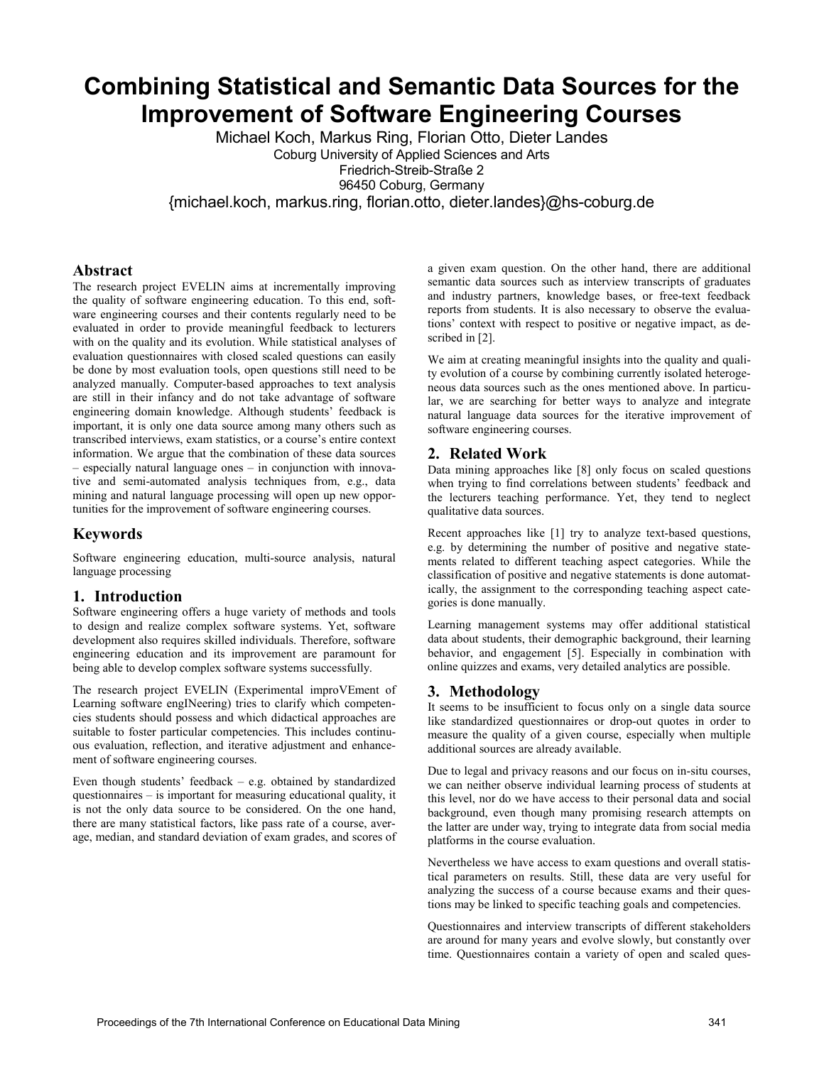# Combining Statistical and Semantic Data Sources for the Improvement of Software Engineering Courses

Michael Koch, Markus Ring, Florian Otto, Dieter Landes
Coburg University of Applied Sciences and Arts
Friedrich-Streib-Straße 2
96450 Coburg, Germany
{michael.koch, markus.ring, florian.otto, dieter.landes}@hs-coburg.de

## Abstract

The research project EVELIN aims at incrementally improving the quality of software engineering education. To this end, software engineering courses and their contents regularly need to be evaluated in order to provide meaningful feedback to lecturers with on the quality and its evolution. While statistical analyses of evaluation questionnaires with closed scaled questions can easily be done by most evaluation tools, open questions still need to be analyzed manually. Computer-based approaches to text analysis are still in their infancy and do not take advantage of software engineering domain knowledge. Although students' feedback is important, it is only one data source among many others such as transcribed interviews, exam statistics, or a course's entire context information. We argue that the combination of these data sources – especially natural language ones – in conjunction with innovative and semi-automated analysis techniques from, e.g., data mining and natural language processing will open up new opportunities for the improvement of software engineering courses.

## Keywords

Software engineering education, multi-source analysis, natural language processing

## 1. Introduction

Software engineering offers a huge variety of methods and tools to design and realize complex software systems. Yet, software development also requires skilled individuals. Therefore, software engineering education and its improvement are paramount for being able to develop complex software systems successfully.

The research project EVELIN (Experimental improVEment of Learning software engINeering) tries to clarify which competencies students should possess and which didactical approaches are suitable to foster particular competencies. This includes continuous evaluation, reflection, and iterative adjustment and enhancement of software engineering courses.

Even though students' feedback – e.g. obtained by standardized questionnaires – is important for measuring educational quality, it is not the only data source to be considered. On the one hand, there are many statistical factors, like pass rate of a course, average, median, and standard deviation of exam grades, and scores of a given exam question. On the other hand, there are additional semantic data sources such as interview transcripts of graduates and industry partners, knowledge bases, or free-text feedback reports from students. It is also necessary to observe the evaluations' context with respect to positive or negative impact, as described in [2].

We aim at creating meaningful insights into the quality and quality evolution of a course by combining currently isolated heterogeneous data sources such as the ones mentioned above. In particular, we are searching for better ways to analyze and integrate natural language data sources for the iterative improvement of software engineering courses.

## 2. Related Work

Data mining approaches like [8] only focus on scaled questions when trying to find correlations between students' feedback and the lecturers teaching performance. Yet, they tend to neglect qualitative data sources.

Recent approaches like [1] try to analyze text-based questions, e.g. by determining the number of positive and negative statements related to different teaching aspect categories. While the classification of positive and negative statements is done automatically, the assignment to the corresponding teaching aspect categories is done manually.

Learning management systems may offer additional statistical data about students, their demographic background, their learning behavior, and engagement [5]. Especially in combination with online quizzes and exams, very detailed analytics are possible.

## 3. Methodology

It seems to be insufficient to focus only on a single data source like standardized questionnaires or drop-out quotes in order to measure the quality of a given course, especially when multiple additional sources are already available.

Due to legal and privacy reasons and our focus on in-situ courses, we can neither observe individual learning process of students at this level, nor do we have access to their personal data and social background, even though many promising research attempts on the latter are under way, trying to integrate data from social media platforms in the course evaluation.

Nevertheless we have access to exam questions and overall statistical parameters on results. Still, these data are very useful for analyzing the success of a course because exams and their questions may be linked to specific teaching goals and competencies.

Questionnaires and interview transcripts of different stakeholders are around for many years and evolve slowly, but constantly over time. Questionnaires contain a variety of open and scaled ques-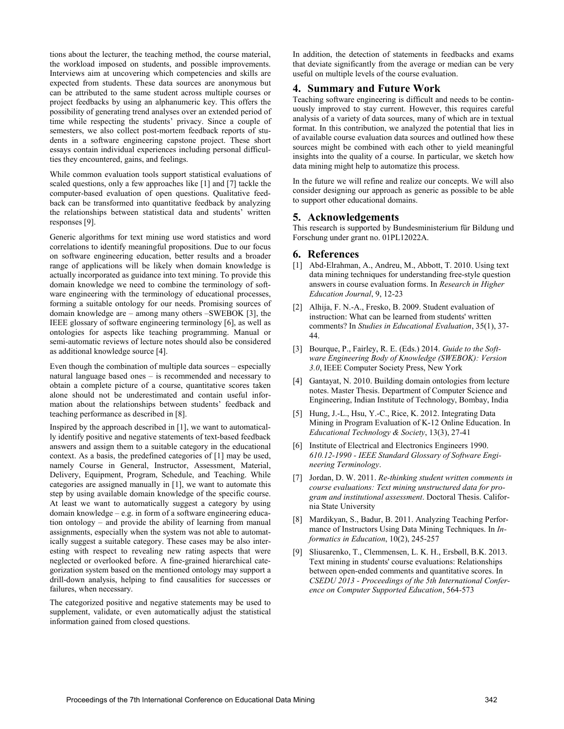tions about the lecturer, the teaching method, the course material, the workload imposed on students, and possible improvements. Interviews aim at uncovering which competencies and skills are expected from students. These data sources are anonymous but can be attributed to the same student across multiple courses or project feedbacks by using an alphanumeric key. This offers the possibility of generating trend analyses over an extended period of time while respecting the students' privacy. Since a couple of semesters, we also collect post-mortem feedback reports of students in a software engineering capstone project. These short essays contain individual experiences including personal difficulties they encountered, gains, and feelings.

While common evaluation tools support statistical evaluations of scaled questions, only a few approaches like [1] and [7] tackle the computer-based evaluation of open questions. Qualitative feedback can be transformed into quantitative feedback by analyzing the relationships between statistical data and students' written responses [9].

Generic algorithms for text mining use word statistics and word correlations to identify meaningful propositions. Due to our focus on software engineering education, better results and a broader range of applications will be likely when domain knowledge is actually incorporated as guidance into text mining. To provide this domain knowledge we need to combine the terminology of software engineering with the terminology of educational processes, forming a suitable ontology for our needs. Promising sources of domain knowledge are – among many others –SWEBOK [3], the IEEE glossary of software engineering terminology [6], as well as ontologies for aspects like teaching programming. Manual or semi-automatic reviews of lecture notes should also be considered as additional knowledge source [4].

Even though the combination of multiple data sources – especially natural language based ones – is recommended and necessary to obtain a complete picture of a course, quantitative scores taken alone should not be underestimated and contain useful information about the relationships between students' feedback and teaching performance as described in [8].

Inspired by the approach described in [1], we want to automatically identify positive and negative statements of text-based feedback answers and assign them to a suitable category in the educational context. As a basis, the predefined categories of [1] may be used, namely Course in General, Instructor, Assessment, Material, Delivery, Equipment, Program, Schedule, and Teaching. While categories are assigned manually in [1], we want to automate this step by using available domain knowledge of the specific course. At least we want to automatically suggest a category by using domain knowledge – e.g. in form of a software engineering education ontology – and provide the ability of learning from manual assignments, especially when the system was not able to automatically suggest a suitable category. These cases may be also interesting with respect to revealing new rating aspects that were neglected or overlooked before. A fine-grained hierarchical categorization system based on the mentioned ontology may support a drill-down analysis, helping to find causalities for successes or failures, when necessary.

The categorized positive and negative statements may be used to supplement, validate, or even automatically adjust the statistical information gained from closed questions.

In addition, the detection of statements in feedbacks and exams that deviate significantly from the average or median can be very useful on multiple levels of the course evaluation.

## 4. Summary and Future Work

Teaching software engineering is difficult and needs to be continuously improved to stay current. However, this requires careful analysis of a variety of data sources, many of which are in textual format. In this contribution, we analyzed the potential that lies in of available course evaluation data sources and outlined how these sources might be combined with each other to yield meaningful insights into the quality of a course. In particular, we sketch how data mining might help to automatize this process.

In the future we will refine and realize our concepts. We will also consider designing our approach as generic as possible to be able to support other educational domains.

## 5. Acknowledgements

This research is supported by Bundesministerium für Bildung und Forschung under grant no. 01PL12022A.

## 6. References

[1] Abd-Elrahman, A., Andreu, M., Abbott, T. 2010. Using text data mining techniques for understanding free-style question answers in course evaluation forms. In *Research in Higher Education Journal*, 9, 12-23

[2] Alhija, F. N.-A., Fresko, B. 2009. Student evaluation of instruction: What can be learned from students' written comments? In *Studies in Educational Evaluation*, 35(1), 37-44.

[3] Bourque, P., Fairley, R. E. (Eds.) 2014. *Guide to the Software Engineering Body of Knowledge (SWEBOK): Version 3.0*, IEEE Computer Society Press, New York

[4] Gantayat, N. 2010. Building domain ontologies from lecture notes. Master Thesis. Department of Computer Science and Engineering, Indian Institute of Technology, Bombay, India

[5] Hung, J.-L., Hsu, Y.-C., Rice, K. 2012. Integrating Data Mining in Program Evaluation of K-12 Online Education. In *Educational Technology & Society*, 13(3), 27-41

[6] Institute of Electrical and Electronics Engineers 1990. *610.12-1990 - IEEE Standard Glossary of Software Engineering Terminology*.

[7] Jordan, D. W. 2011. *Re-thinking student written comments in course evaluations: Text mining unstructured data for program and institutional assessment*. Doctoral Thesis. California State University

[8] Mardikyan, S., Badur, B. 2011. Analyzing Teaching Performance of Instructors Using Data Mining Techniques. In *Informatics in Education*, 10(2), 245-257

[9] Sliusarenko, T., Clemmensen, L. K. H., Ersbøll, B.K. 2013. Text mining in students' course evaluations: Relationships between open-ended comments and quantitative scores. In *CSEDU 2013 - Proceedings of the 5th International Conference on Computer Supported Education*, 564-573